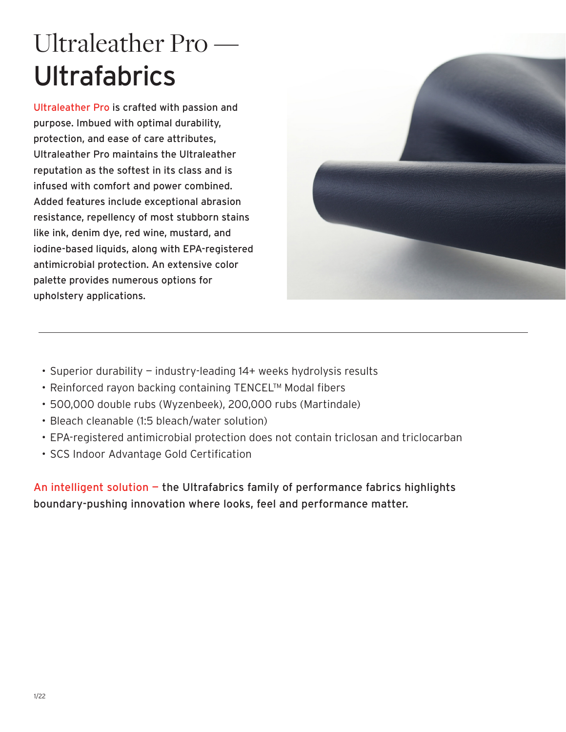# Ultraleather Pro —
# Ultrafabrics

Ultraleather Pro is crafted with passion and purpose. Imbued with optimal durability, protection, and ease of care attributes, Ultraleather Pro maintains the Ultraleather reputation as the softest in its class and is infused with comfort and power combined. Added features include exceptional abrasion resistance, repellency of most stubborn stains like ink, denim dye, red wine, mustard, and iodine-based liquids, along with EPA-registered antimicrobial protection. An extensive color palette provides numerous options for upholstery applications.

---

- Superior durability – industry-leading 14+ weeks hydrolysis results
- Reinforced rayon backing containing TENCEL™ Modal fibers
- 500,000 double rubs (Wyzenbeek), 200,000 rubs (Martindale)
- Bleach cleanable (1:5 bleach/water solution)
- EPA-registered antimicrobial protection does not contain triclosan and triclocarban
- SCS Indoor Advantage Gold Certification

An intelligent solution – the Ultrafabrics family of performance fabrics highlights boundary-pushing innovation where looks, feel and performance matter.

1/22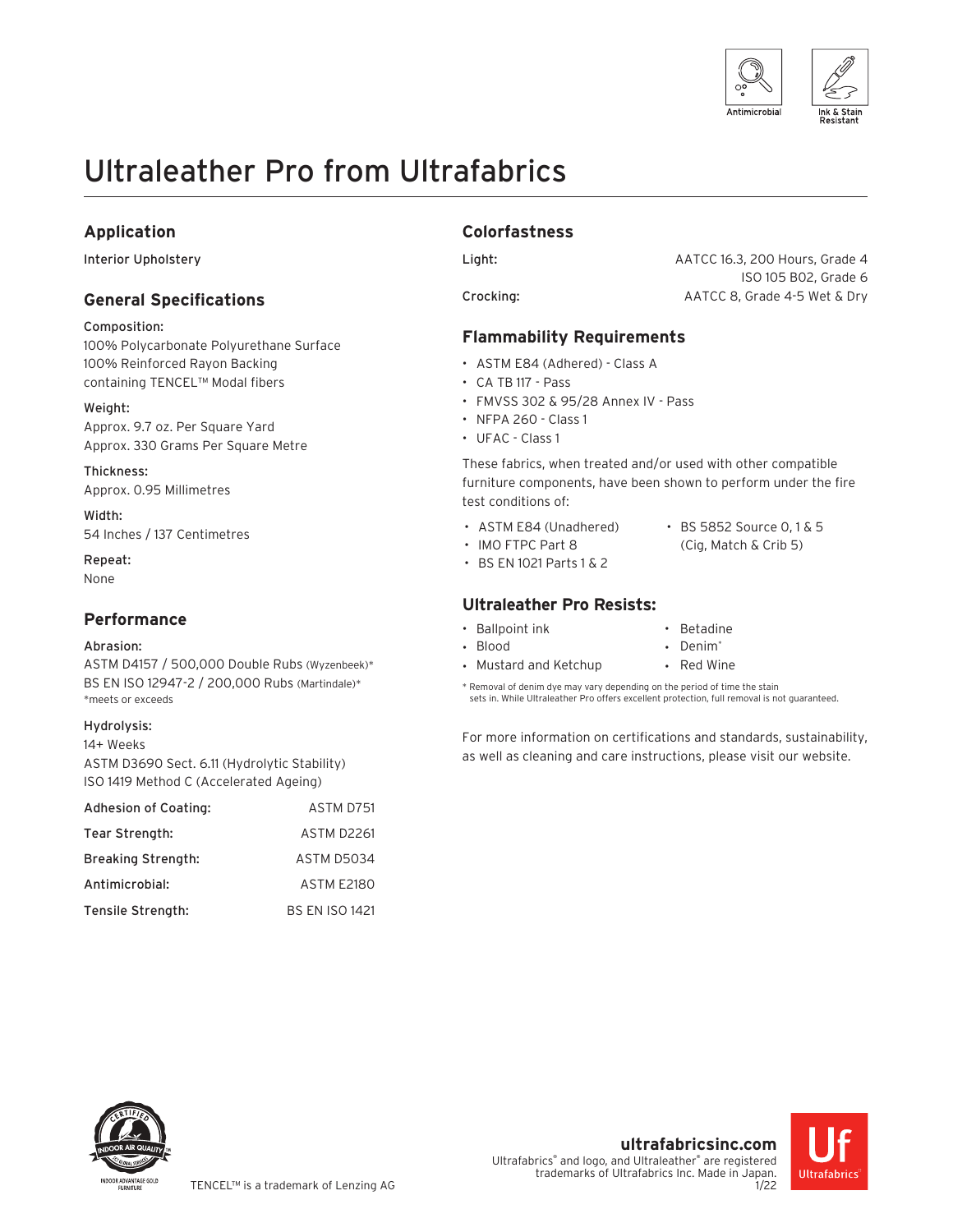Antimicrobial

Ink & Stain Resistant

# Ultraleather Pro from Ultrafabrics

## Application

Interior Upholstery

## General Specifications

Composition:
100% Polycarbonate Polyurethane Surface
100% Reinforced Rayon Backing
containing TENCEL™ Modal fibers

Weight:
Approx. 9.7 oz. Per Square Yard
Approx. 330 Grams Per Square Metre

Thickness:
Approx. 0.95 Millimetres

Width:
54 Inches / 137 Centimetres

Repeat:
None

## Performance

Abrasion:
ASTM D4157 / 500,000 Double Rubs (Wyzenbeek)*
BS EN ISO 12947-2 / 200,000 Rubs (Martindale)*
*meets or exceeds

Hydrolysis:
14+ Weeks
ASTM D3690 Sect. 6.11 (Hydrolytic Stability)
ISO 1419 Method C (Accelerated Ageing)

| | |
|---|---|
| Adhesion of Coating: | ASTM D751 |
| Tear Strength: | ASTM D2261 |
| Breaking Strength: | ASTM D5034 |
| Antimicrobial: | ASTM E2180 |
| Tensile Strength: | BS EN ISO 1421 |

## Colorfastness

| | |
|---|---|
| Light: | AATCC 16.3, 200 Hours, Grade 4<br>ISO 105 B02, Grade 6 |
| Crocking: | AATCC 8, Grade 4-5 Wet & Dry |

## Flammability Requirements

- ASTM E84 (Adhered) - Class A
- CA TB 117 - Pass
- FMVSS 302 & 95/28 Annex IV - Pass
- NFPA 260 - Class 1
- UFAC - Class 1

These fabrics, when treated and/or used with other compatible furniture components, have been shown to perform under the fire test conditions of:

- ASTM E84 (Unadhered)
- IMO FTPC Part 8
- BS EN 1021 Parts 1 & 2
- BS 5852 Source 0, 1 & 5 (Cig, Match & Crib 5)

## Ultraleather Pro Resists:

- Ballpoint ink
- Blood
- Mustard and Ketchup
- Betadine
- Denim*
- Red Wine

* Removal of denim dye may vary depending on the period of time the stain sets in. While Ultraleather Pro offers excellent protection, full removal is not guaranteed.

For more information on certifications and standards, sustainability, as well as cleaning and care instructions, please visit our website.

CERTIFIED INDOOR AIR QUALITY SCS GLOBAL SERVICES

INDOOR ADVANTAGE GOLD FURNITURE

TENCEL™ is a trademark of Lenzing AG

**ultrafabricsinc.com**

Ultrafabrics® and logo, and Ultraleather® are registered trademarks of Ultrafabrics Inc. Made in Japan.
1/22

Uf Ultrafabrics®